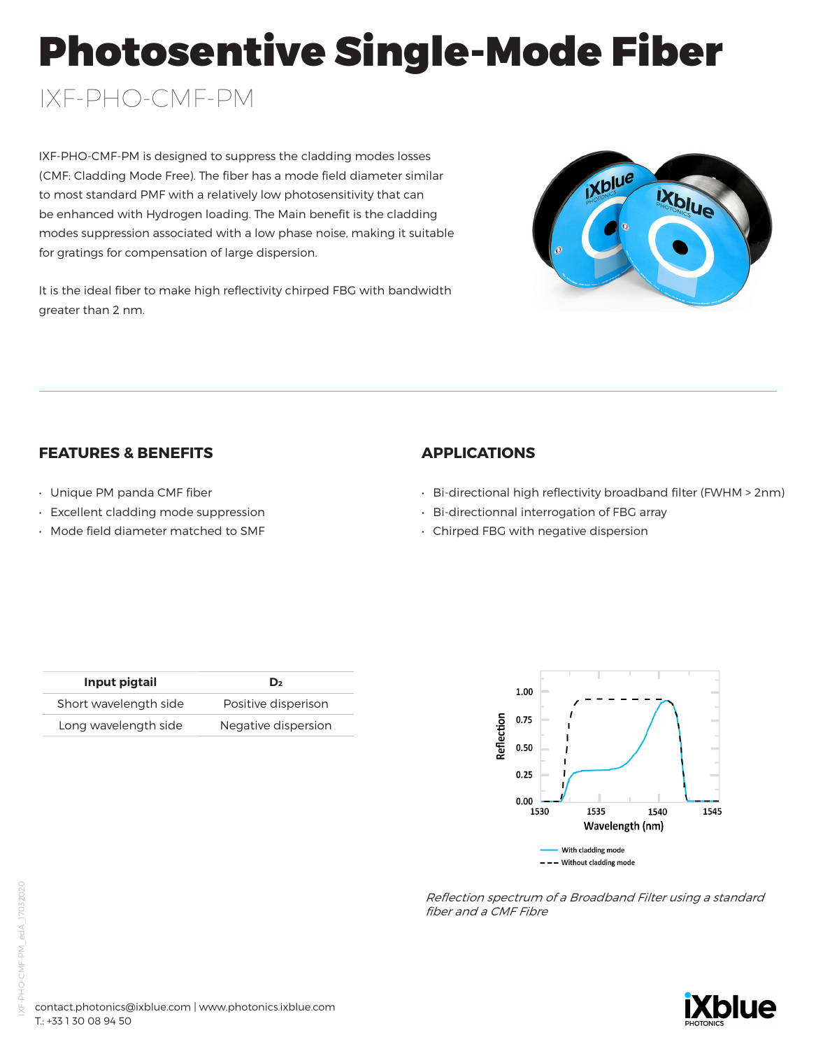# Photosentive Single-Mode Fiber

## IXF-PHO-CMF-PM

IXF-PHO-CMF-PM is designed to suppress the cladding modes losses (CMF: Cladding Mode Free). The fiber has a mode field diameter similar to most standard PMF with a relatively low photosensitivity that can be enhanced with Hydrogen loading. The Main benefit is the cladding modes suppression associated with a low phase noise, making it suitable for gratings for compensation of large dispersion.

It is the ideal fiber to make high reflectivity chirped FBG with bandwidth greater than 2 nm.

### FEATURES & BENEFITS

- Unique PM panda CMF fiber
- Excellent cladding mode suppression
- Mode field diameter matched to SMF

### APPLICATIONS

- Bi-directional high reflectivity broadband filter (FWHM > 2nm)
- Bi-directionnal interrogation of FBG array
- Chirped FBG with negative dispersion

| Input pigtail | $D_2$ |
|---|---|
| Short wavelength side | Positive disperison |
| Long wavelength side | Negative dispersion |

*Reflection spectrum of a Broadband Filter using a standard fiber and a CMF Fibre*

contact.photonics@ixblue.com | www.photonics.ixblue.com
T.: +33 1 30 08 94 50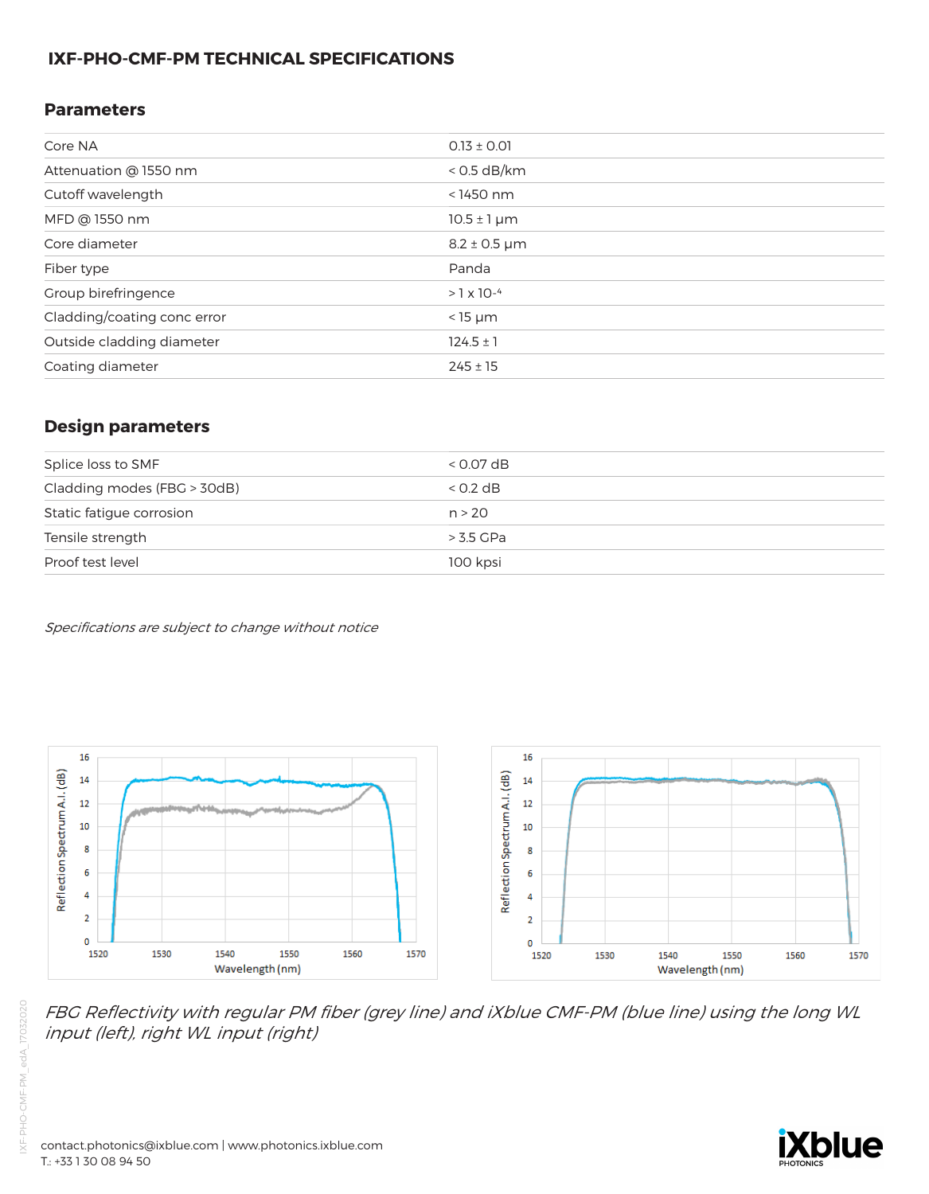# IXF-PHO-CMF-PM TECHNICAL SPECIFICATIONS

## Parameters

| | |
|---|---|
| Core NA | 0.13 ± 0.01 |
| Attenuation @ 1550 nm | < 0.5 dB/km |
| Cutoff wavelength | < 1450 nm |
| MFD @ 1550 nm | 10.5 ± 1 µm |
| Core diameter | 8.2 ± 0.5 µm |
| Fiber type | Panda |
| Group birefringence | > 1 x $10^{-4}$ |
| Cladding/coating conc error | < 15 µm |
| Outside cladding diameter | 124.5 ± 1 |
| Coating diameter | 245 ± 15 |

## Design parameters

| | |
|---|---|
| Splice loss to SMF | < 0.07 dB |
| Cladding modes (FBG > 30dB) | < 0.2 dB |
| Static fatigue corrosion | n > 20 |
| Tensile strength | > 3.5 GPa |
| Proof test level | 100 kpsi |

*Specifications are subject to change without notice*

Reflection Spectrum A.I. (dB)
0 2 4 6 8 10 12 14 16
1520 1530 1540 1550 1560 1570
Wavelength (nm)

Reflection Spectrum A.I. (dB)
0 2 4 6 8 10 12 14 16
1520 1530 1540 1550 1560 1570
Wavelength (nm)

*FBG Reflectivity with regular PM fiber (grey line) and iXblue CMF-PM (blue line) using the long WL input (left), right WL input (right)*

contact.photonics@ixblue.com | www.photonics.ixblue.com
T.: +33 1 30 08 94 50